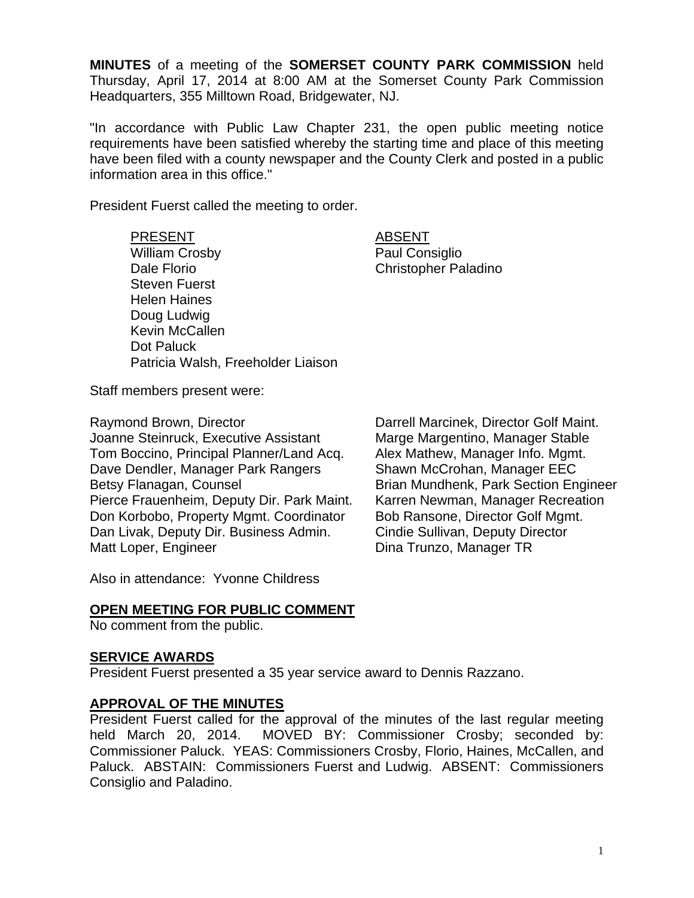**MINUTES** of a meeting of the **SOMERSET COUNTY PARK COMMISSION** held Thursday, April 17, 2014 at 8:00 AM at the Somerset County Park Commission Headquarters, 355 Milltown Road, Bridgewater, NJ.

"In accordance with Public Law Chapter 231, the open public meeting notice requirements have been satisfied whereby the starting time and place of this meeting have been filed with a county newspaper and the County Clerk and posted in a public information area in this office."

President Fuerst called the meeting to order.

| PRESENT | ABSENT |
|---|---|
| William Crosby | Paul Consiglio |
| Dale Florio | Christopher Paladino |
| Steven Fuerst | |
| Helen Haines | |
| Doug Ludwig | |
| Kevin McCallen | |
| Dot Paluck | |
| Patricia Walsh, Freeholder Liaison | |

Staff members present were:

Raymond Brown, Director
Joanne Steinruck, Executive Assistant
Tom Boccino, Principal Planner/Land Acq.
Dave Dendler, Manager Park Rangers
Betsy Flanagan, Counsel
Pierce Frauenheim, Deputy Dir. Park Maint.
Don Korbobo, Property Mgmt. Coordinator
Dan Livak, Deputy Dir. Business Admin.
Matt Loper, Engineer
Darrell Marcinek, Director Golf Maint.
Marge Margentino, Manager Stable
Alex Mathew, Manager Info. Mgmt.
Shawn McCrohan, Manager EEC
Brian Mundhenk, Park Section Engineer
Karren Newman, Manager Recreation
Bob Ransone, Director Golf Mgmt.
Cindie Sullivan, Deputy Director
Dina Trunzo, Manager TR

Also in attendance: Yvonne Childress

## OPEN MEETING FOR PUBLIC COMMENT

No comment from the public.

## SERVICE AWARDS

President Fuerst presented a 35 year service award to Dennis Razzano.

## APPROVAL OF THE MINUTES

President Fuerst called for the approval of the minutes of the last regular meeting held March 20, 2014. MOVED BY: Commissioner Crosby; seconded by: Commissioner Paluck. YEAS: Commissioners Crosby, Florio, Haines, McCallen, and Paluck. ABSTAIN: Commissioners Fuerst and Ludwig. ABSENT: Commissioners Consiglio and Paladino.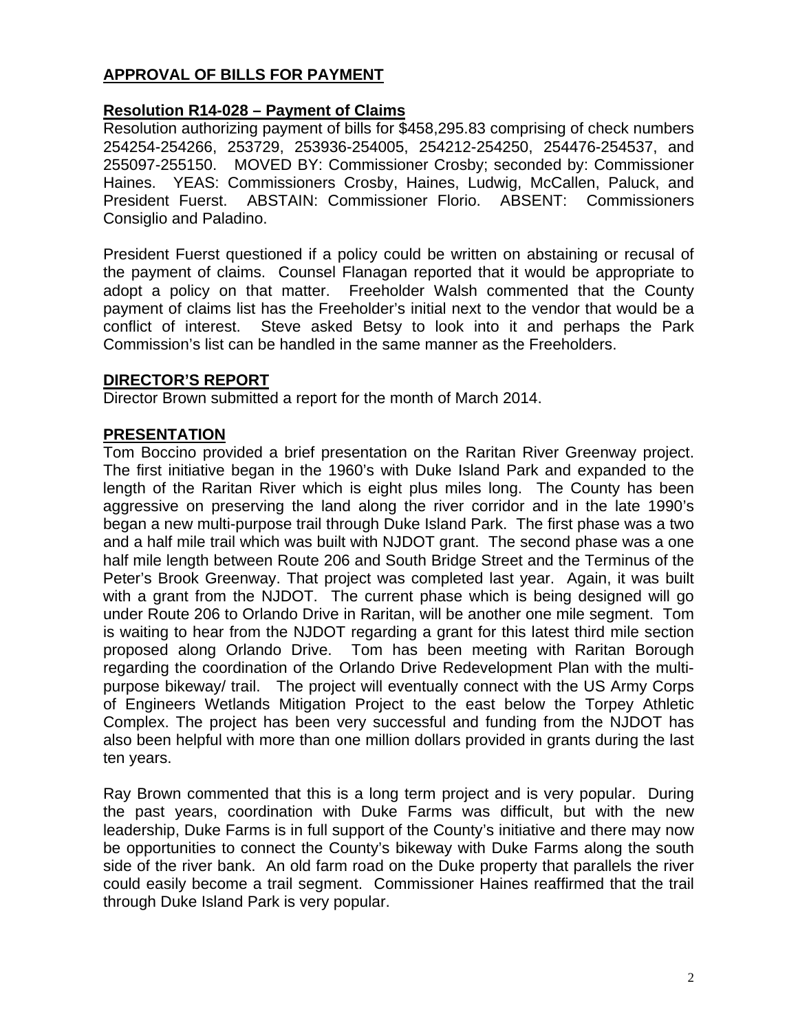## APPROVAL OF BILLS FOR PAYMENT

**Resolution R14-028 – Payment of Claims**

Resolution authorizing payment of bills for $458,295.83 comprising of check numbers 254254-254266, 253729, 253936-254005, 254212-254250, 254476-254537, and 255097-255150. MOVED BY: Commissioner Crosby; seconded by: Commissioner Haines. YEAS: Commissioners Crosby, Haines, Ludwig, McCallen, Paluck, and President Fuerst. ABSTAIN: Commissioner Florio. ABSENT: Commissioners Consiglio and Paladino.

President Fuerst questioned if a policy could be written on abstaining or recusal of the payment of claims. Counsel Flanagan reported that it would be appropriate to adopt a policy on that matter. Freeholder Walsh commented that the County payment of claims list has the Freeholder's initial next to the vendor that would be a conflict of interest. Steve asked Betsy to look into it and perhaps the Park Commission's list can be handled in the same manner as the Freeholders.

## DIRECTOR'S REPORT

Director Brown submitted a report for the month of March 2014.

## PRESENTATION

Tom Boccino provided a brief presentation on the Raritan River Greenway project. The first initiative began in the 1960's with Duke Island Park and expanded to the length of the Raritan River which is eight plus miles long. The County has been aggressive on preserving the land along the river corridor and in the late 1990's began a new multi-purpose trail through Duke Island Park. The first phase was a two and a half mile trail which was built with NJDOT grant. The second phase was a one half mile length between Route 206 and South Bridge Street and the Terminus of the Peter's Brook Greenway. That project was completed last year. Again, it was built with a grant from the NJDOT. The current phase which is being designed will go under Route 206 to Orlando Drive in Raritan, will be another one mile segment. Tom is waiting to hear from the NJDOT regarding a grant for this latest third mile section proposed along Orlando Drive. Tom has been meeting with Raritan Borough regarding the coordination of the Orlando Drive Redevelopment Plan with the multi-purpose bikeway/ trail. The project will eventually connect with the US Army Corps of Engineers Wetlands Mitigation Project to the east below the Torpey Athletic Complex. The project has been very successful and funding from the NJDOT has also been helpful with more than one million dollars provided in grants during the last ten years.

Ray Brown commented that this is a long term project and is very popular. During the past years, coordination with Duke Farms was difficult, but with the new leadership, Duke Farms is in full support of the County's initiative and there may now be opportunities to connect the County's bikeway with Duke Farms along the south side of the river bank. An old farm road on the Duke property that parallels the river could easily become a trail segment. Commissioner Haines reaffirmed that the trail through Duke Island Park is very popular.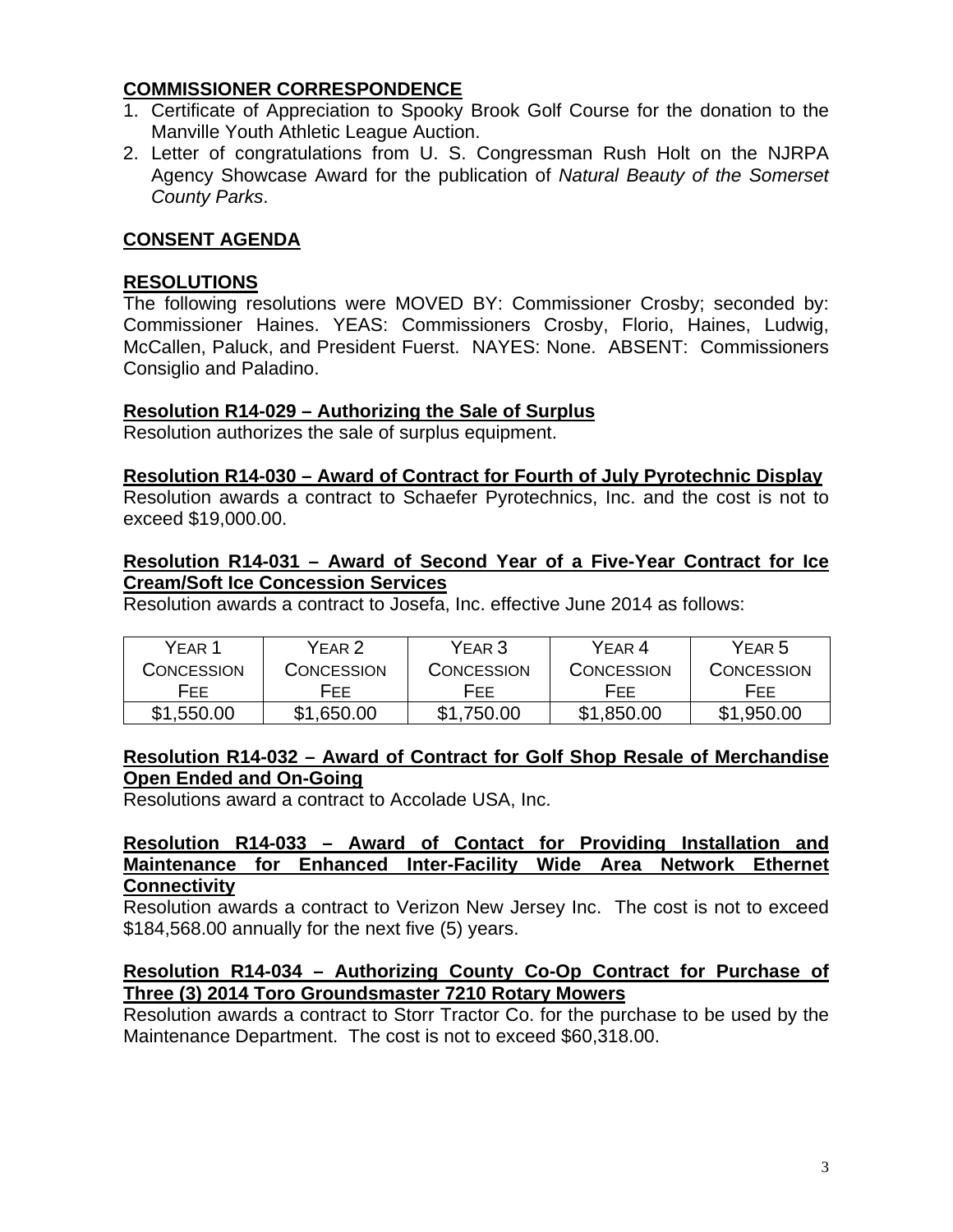## COMMISSIONER CORRESPONDENCE

1. Certificate of Appreciation to Spooky Brook Golf Course for the donation to the Manville Youth Athletic League Auction.
2. Letter of congratulations from U. S. Congressman Rush Holt on the NJRPA Agency Showcase Award for the publication of *Natural Beauty of the Somerset County Parks*.

## CONSENT AGENDA

## RESOLUTIONS

The following resolutions were MOVED BY: Commissioner Crosby; seconded by: Commissioner Haines. YEAS: Commissioners Crosby, Florio, Haines, Ludwig, McCallen, Paluck, and President Fuerst. NAYES: None. ABSENT: Commissioners Consiglio and Paladino.

**Resolution R14-029 – Authorizing the Sale of Surplus**

Resolution authorizes the sale of surplus equipment.

**Resolution R14-030 – Award of Contract for Fourth of July Pyrotechnic Display**

Resolution awards a contract to Schaefer Pyrotechnics, Inc. and the cost is not to exceed $19,000.00.

**Resolution R14-031 – Award of Second Year of a Five-Year Contract for Ice Cream/Soft Ice Concession Services**

Resolution awards a contract to Josefa, Inc. effective June 2014 as follows:

| Year 1 Concession Fee | Year 2 Concession Fee | Year 3 Concession Fee | Year 4 Concession Fee | Year 5 Concession Fee |
|---|---|---|---|---|
| $1,550.00 | $1,650.00 | $1,750.00 | $1,850.00 | $1,950.00 |

**Resolution R14-032 – Award of Contract for Golf Shop Resale of Merchandise Open Ended and On-Going**

Resolutions award a contract to Accolade USA, Inc.

**Resolution R14-033 – Award of Contact for Providing Installation and Maintenance for Enhanced Inter-Facility Wide Area Network Ethernet Connectivity**

Resolution awards a contract to Verizon New Jersey Inc. The cost is not to exceed $184,568.00 annually for the next five (5) years.

**Resolution R14-034 – Authorizing County Co-Op Contract for Purchase of Three (3) 2014 Toro Groundsmaster 7210 Rotary Mowers**

Resolution awards a contract to Storr Tractor Co. for the purchase to be used by the Maintenance Department. The cost is not to exceed $60,318.00.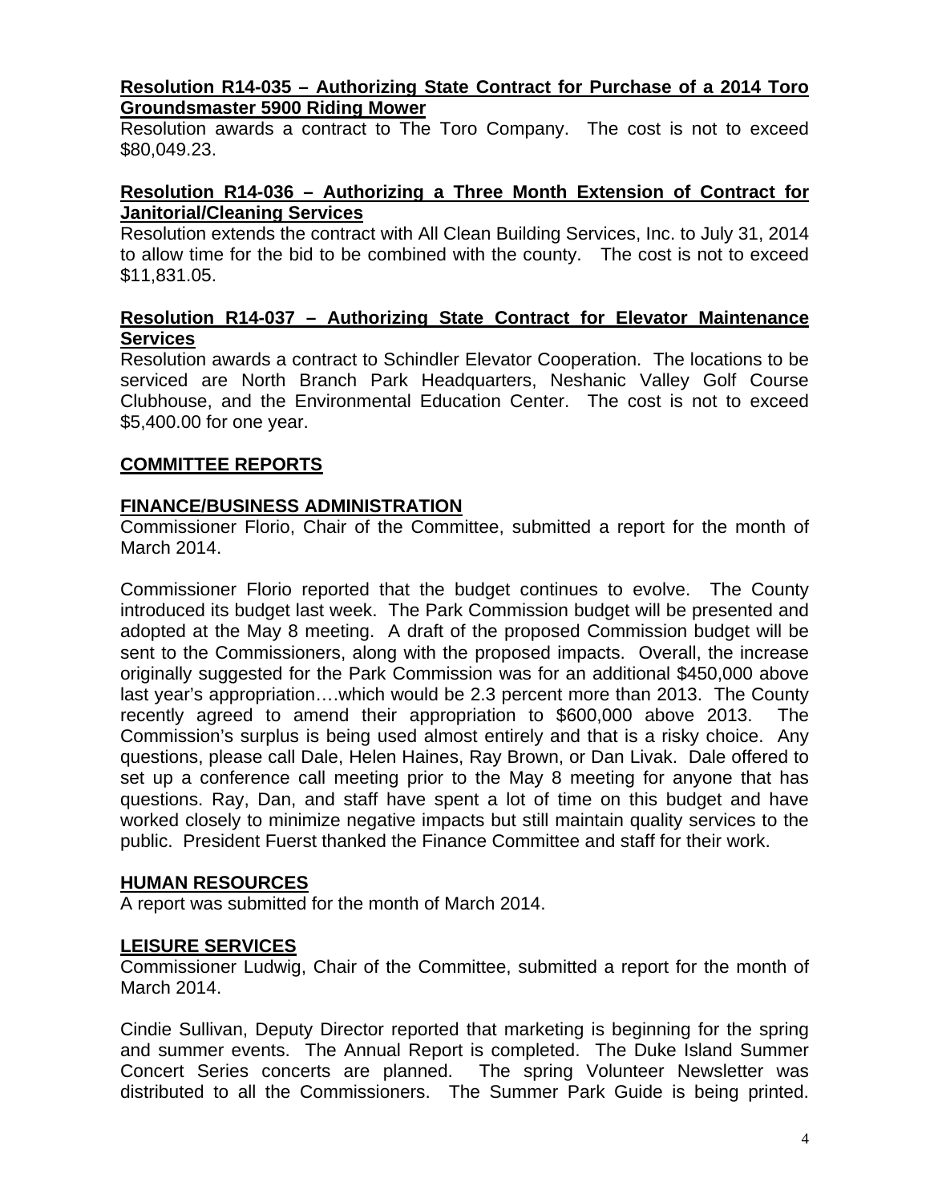**Resolution R14-035 – Authorizing State Contract for Purchase of a 2014 Toro Groundsmaster 5900 Riding Mower**

Resolution awards a contract to The Toro Company. The cost is not to exceed $80,049.23.

**Resolution R14-036 – Authorizing a Three Month Extension of Contract for Janitorial/Cleaning Services**

Resolution extends the contract with All Clean Building Services, Inc. to July 31, 2014 to allow time for the bid to be combined with the county. The cost is not to exceed $11,831.05.

**Resolution R14-037 – Authorizing State Contract for Elevator Maintenance Services**

Resolution awards a contract to Schindler Elevator Cooperation. The locations to be serviced are North Branch Park Headquarters, Neshanic Valley Golf Course Clubhouse, and the Environmental Education Center. The cost is not to exceed $5,400.00 for one year.

## COMMITTEE REPORTS

### FINANCE/BUSINESS ADMINISTRATION

Commissioner Florio, Chair of the Committee, submitted a report for the month of March 2014.

Commissioner Florio reported that the budget continues to evolve. The County introduced its budget last week. The Park Commission budget will be presented and adopted at the May 8 meeting. A draft of the proposed Commission budget will be sent to the Commissioners, along with the proposed impacts. Overall, the increase originally suggested for the Park Commission was for an additional $450,000 above last year's appropriation….which would be 2.3 percent more than 2013. The County recently agreed to amend their appropriation to $600,000 above 2013. The Commission's surplus is being used almost entirely and that is a risky choice. Any questions, please call Dale, Helen Haines, Ray Brown, or Dan Livak. Dale offered to set up a conference call meeting prior to the May 8 meeting for anyone that has questions. Ray, Dan, and staff have spent a lot of time on this budget and have worked closely to minimize negative impacts but still maintain quality services to the public. President Fuerst thanked the Finance Committee and staff for their work.

### HUMAN RESOURCES

A report was submitted for the month of March 2014.

### LEISURE SERVICES

Commissioner Ludwig, Chair of the Committee, submitted a report for the month of March 2014.

Cindie Sullivan, Deputy Director reported that marketing is beginning for the spring and summer events. The Annual Report is completed. The Duke Island Summer Concert Series concerts are planned. The spring Volunteer Newsletter was distributed to all the Commissioners. The Summer Park Guide is being printed.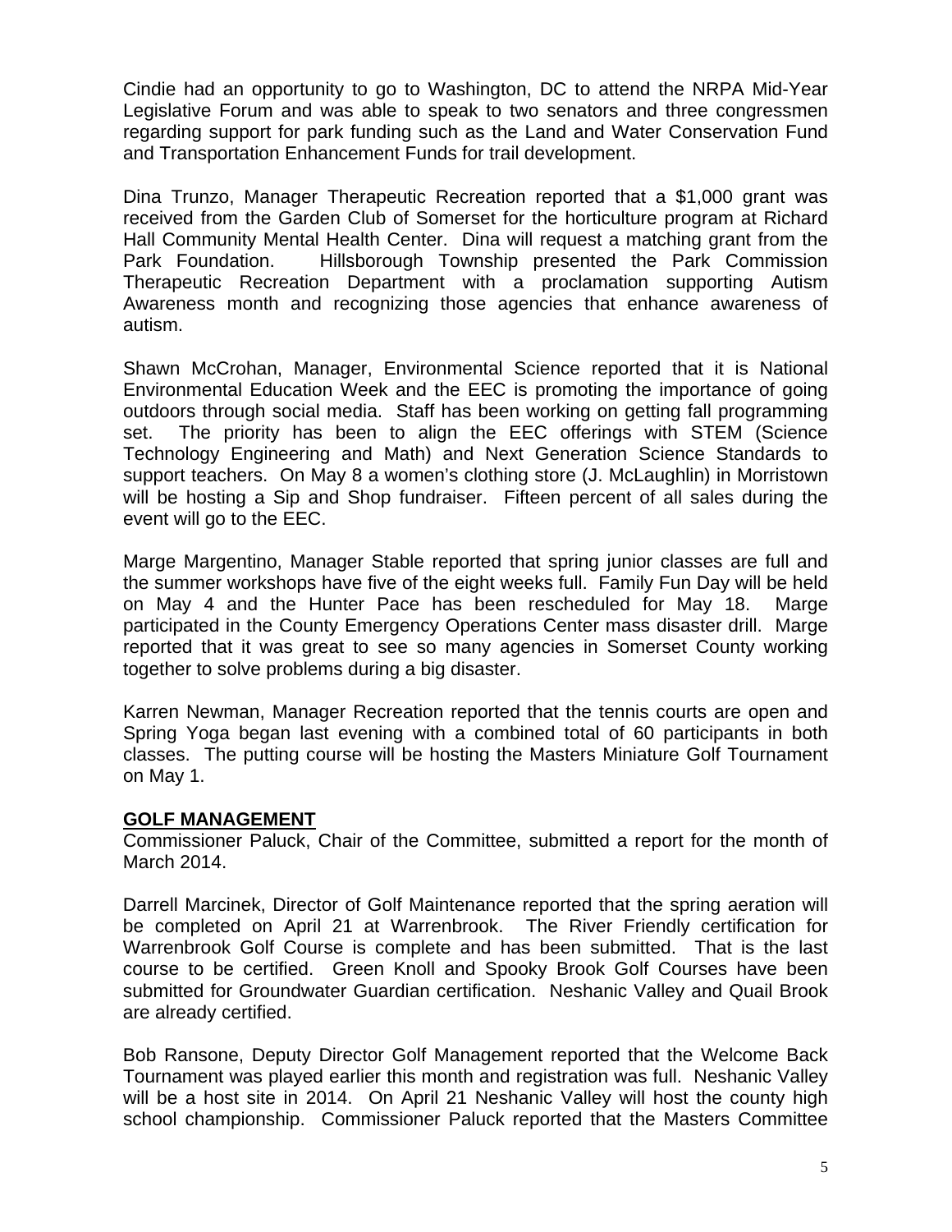Cindie had an opportunity to go to Washington, DC to attend the NRPA Mid-Year Legislative Forum and was able to speak to two senators and three congressmen regarding support for park funding such as the Land and Water Conservation Fund and Transportation Enhancement Funds for trail development.

Dina Trunzo, Manager Therapeutic Recreation reported that a $1,000 grant was received from the Garden Club of Somerset for the horticulture program at Richard Hall Community Mental Health Center. Dina will request a matching grant from the Park Foundation. Hillsborough Township presented the Park Commission Therapeutic Recreation Department with a proclamation supporting Autism Awareness month and recognizing those agencies that enhance awareness of autism.

Shawn McCrohan, Manager, Environmental Science reported that it is National Environmental Education Week and the EEC is promoting the importance of going outdoors through social media. Staff has been working on getting fall programming set. The priority has been to align the EEC offerings with STEM (Science Technology Engineering and Math) and Next Generation Science Standards to support teachers. On May 8 a women's clothing store (J. McLaughlin) in Morristown will be hosting a Sip and Shop fundraiser. Fifteen percent of all sales during the event will go to the EEC.

Marge Margentino, Manager Stable reported that spring junior classes are full and the summer workshops have five of the eight weeks full. Family Fun Day will be held on May 4 and the Hunter Pace has been rescheduled for May 18. Marge participated in the County Emergency Operations Center mass disaster drill. Marge reported that it was great to see so many agencies in Somerset County working together to solve problems during a big disaster.

Karren Newman, Manager Recreation reported that the tennis courts are open and Spring Yoga began last evening with a combined total of 60 participants in both classes. The putting course will be hosting the Masters Miniature Golf Tournament on May 1.

## GOLF MANAGEMENT

Commissioner Paluck, Chair of the Committee, submitted a report for the month of March 2014.

Darrell Marcinek, Director of Golf Maintenance reported that the spring aeration will be completed on April 21 at Warrenbrook. The River Friendly certification for Warrenbrook Golf Course is complete and has been submitted. That is the last course to be certified. Green Knoll and Spooky Brook Golf Courses have been submitted for Groundwater Guardian certification. Neshanic Valley and Quail Brook are already certified.

Bob Ransone, Deputy Director Golf Management reported that the Welcome Back Tournament was played earlier this month and registration was full. Neshanic Valley will be a host site in 2014. On April 21 Neshanic Valley will host the county high school championship. Commissioner Paluck reported that the Masters Committee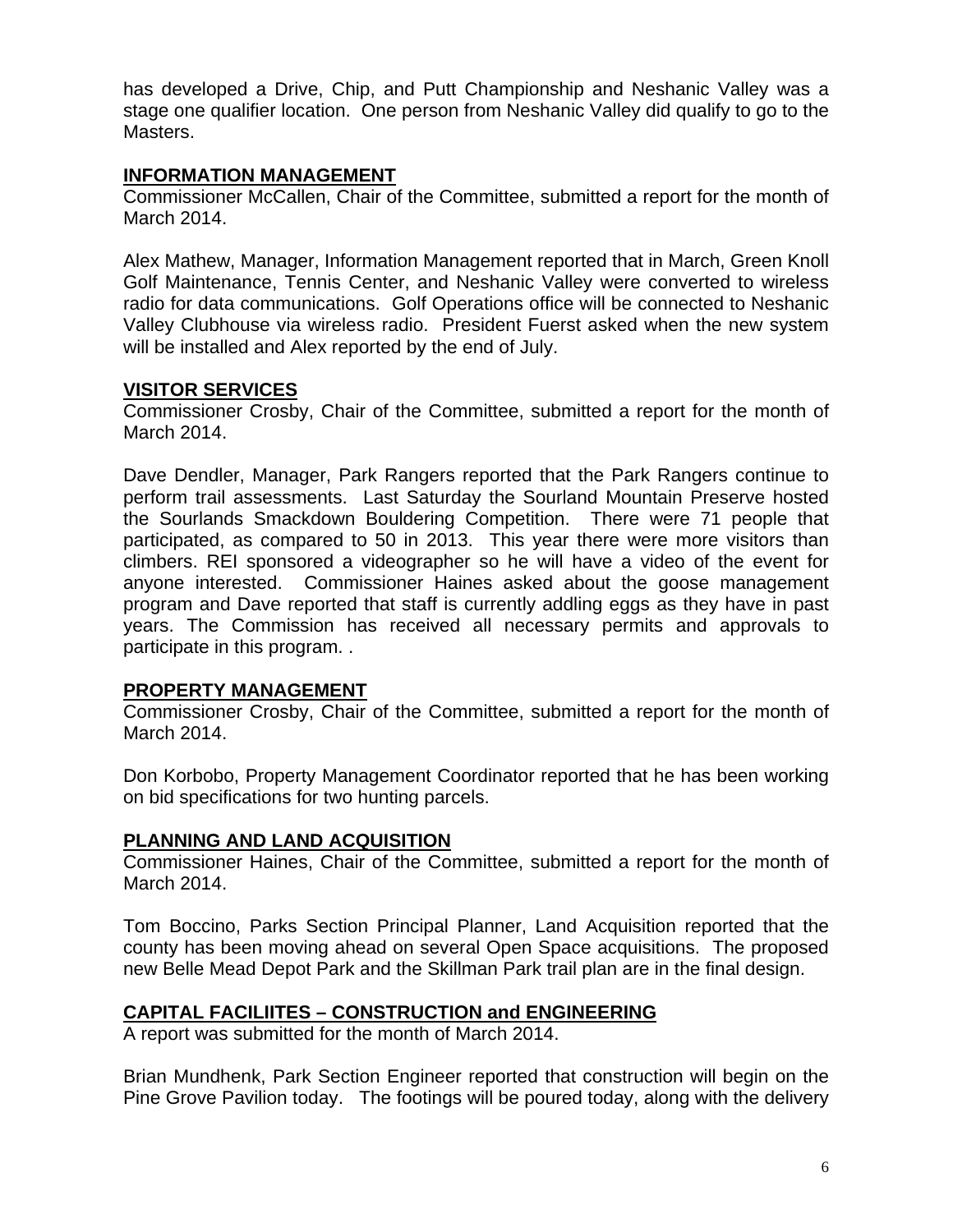has developed a Drive, Chip, and Putt Championship and Neshanic Valley was a stage one qualifier location. One person from Neshanic Valley did qualify to go to the Masters.

## INFORMATION MANAGEMENT

Commissioner McCallen, Chair of the Committee, submitted a report for the month of March 2014.

Alex Mathew, Manager, Information Management reported that in March, Green Knoll Golf Maintenance, Tennis Center, and Neshanic Valley were converted to wireless radio for data communications. Golf Operations office will be connected to Neshanic Valley Clubhouse via wireless radio. President Fuerst asked when the new system will be installed and Alex reported by the end of July.

## VISITOR SERVICES

Commissioner Crosby, Chair of the Committee, submitted a report for the month of March 2014.

Dave Dendler, Manager, Park Rangers reported that the Park Rangers continue to perform trail assessments. Last Saturday the Sourland Mountain Preserve hosted the Sourlands Smackdown Bouldering Competition. There were 71 people that participated, as compared to 50 in 2013. This year there were more visitors than climbers. REI sponsored a videographer so he will have a video of the event for anyone interested. Commissioner Haines asked about the goose management program and Dave reported that staff is currently addling eggs as they have in past years. The Commission has received all necessary permits and approvals to participate in this program. .

## PROPERTY MANAGEMENT

Commissioner Crosby, Chair of the Committee, submitted a report for the month of March 2014.

Don Korbobo, Property Management Coordinator reported that he has been working on bid specifications for two hunting parcels.

## PLANNING AND LAND ACQUISITION

Commissioner Haines, Chair of the Committee, submitted a report for the month of March 2014.

Tom Boccino, Parks Section Principal Planner, Land Acquisition reported that the county has been moving ahead on several Open Space acquisitions. The proposed new Belle Mead Depot Park and the Skillman Park trail plan are in the final design.

## CAPITAL FACILIITES – CONSTRUCTION and ENGINEERING

A report was submitted for the month of March 2014.

Brian Mundhenk, Park Section Engineer reported that construction will begin on the Pine Grove Pavilion today. The footings will be poured today, along with the delivery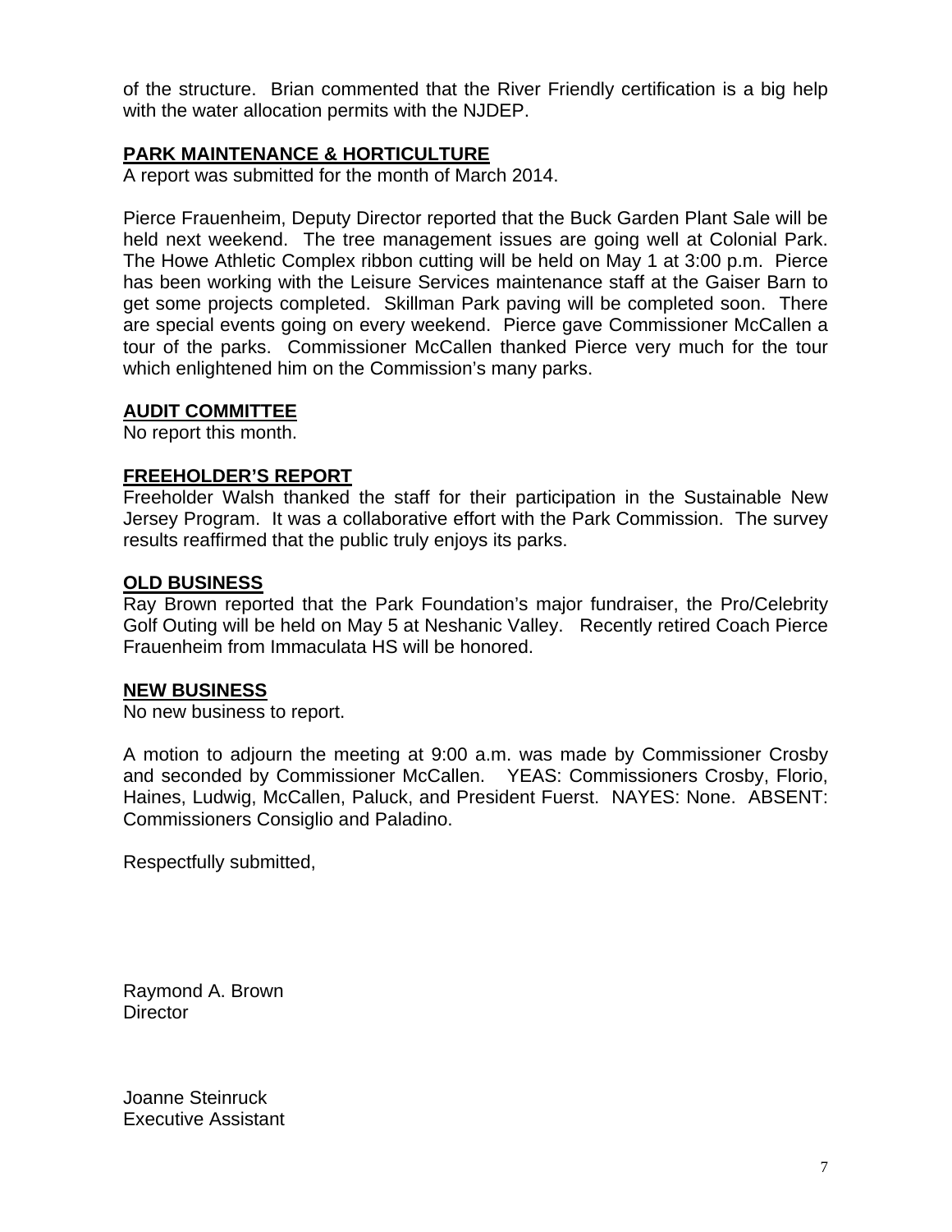of the structure. Brian commented that the River Friendly certification is a big help with the water allocation permits with the NJDEP.

**PARK MAINTENANCE & HORTICULTURE**

A report was submitted for the month of March 2014.

Pierce Frauenheim, Deputy Director reported that the Buck Garden Plant Sale will be held next weekend. The tree management issues are going well at Colonial Park. The Howe Athletic Complex ribbon cutting will be held on May 1 at 3:00 p.m. Pierce has been working with the Leisure Services maintenance staff at the Gaiser Barn to get some projects completed. Skillman Park paving will be completed soon. There are special events going on every weekend. Pierce gave Commissioner McCallen a tour of the parks. Commissioner McCallen thanked Pierce very much for the tour which enlightened him on the Commission's many parks.

**AUDIT COMMITTEE**

No report this month.

**FREEHOLDER'S REPORT**

Freeholder Walsh thanked the staff for their participation in the Sustainable New Jersey Program. It was a collaborative effort with the Park Commission. The survey results reaffirmed that the public truly enjoys its parks.

**OLD BUSINESS**

Ray Brown reported that the Park Foundation's major fundraiser, the Pro/Celebrity Golf Outing will be held on May 5 at Neshanic Valley. Recently retired Coach Pierce Frauenheim from Immaculata HS will be honored.

**NEW BUSINESS**

No new business to report.

A motion to adjourn the meeting at 9:00 a.m. was made by Commissioner Crosby and seconded by Commissioner McCallen. YEAS: Commissioners Crosby, Florio, Haines, Ludwig, McCallen, Paluck, and President Fuerst. NAYES: None. ABSENT: Commissioners Consiglio and Paladino.

Respectfully submitted,

Raymond A. Brown
Director

Joanne Steinruck
Executive Assistant